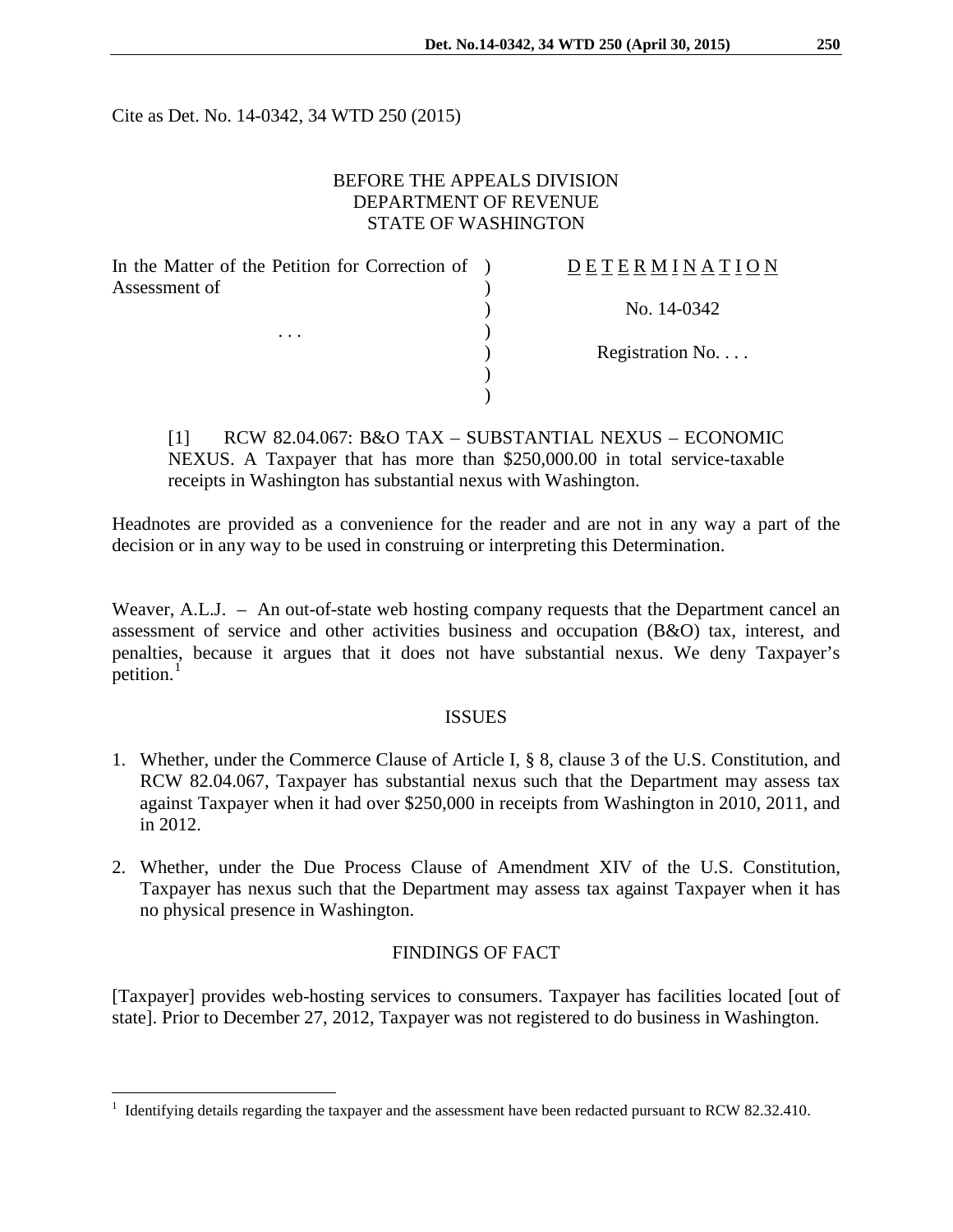Cite as Det. No. 14-0342, 34 WTD 250 (2015)

BEFORE THE APPEALS DIVISION
DEPARTMENT OF REVENUE
STATE OF WASHINGTON

| | | |
|---|---|---|
| In the Matter of the Petition for Correction of Assessment of | ) | DETERMINATION |
| | ) | |
| | ) | No. 14-0342 |
| . . . | ) | |
| | ) | Registration No. . . . |
| | ) | |
| | ) | |

[1] RCW 82.04.067: B&O TAX – SUBSTANTIAL NEXUS – ECONOMIC NEXUS. A Taxpayer that has more than $250,000.00 in total service-taxable receipts in Washington has substantial nexus with Washington.

Headnotes are provided as a convenience for the reader and are not in any way a part of the decision or in any way to be used in construing or interpreting this Determination.

Weaver, A.L.J. – An out-of-state web hosting company requests that the Department cancel an assessment of service and other activities business and occupation (B&O) tax, interest, and penalties, because it argues that it does not have substantial nexus. We deny Taxpayer's petition.[1]

## ISSUES

1. Whether, under the Commerce Clause of Article I, § 8, clause 3 of the U.S. Constitution, and RCW 82.04.067, Taxpayer has substantial nexus such that the Department may assess tax against Taxpayer when it had over $250,000 in receipts from Washington in 2010, 2011, and in 2012.
2. Whether, under the Due Process Clause of Amendment XIV of the U.S. Constitution, Taxpayer has nexus such that the Department may assess tax against Taxpayer when it has no physical presence in Washington.

## FINDINGS OF FACT

[Taxpayer] provides web-hosting services to consumers. Taxpayer has facilities located [out of state]. Prior to December 27, 2012, Taxpayer was not registered to do business in Washington.

[1] Identifying details regarding the taxpayer and the assessment have been redacted pursuant to RCW 82.32.410.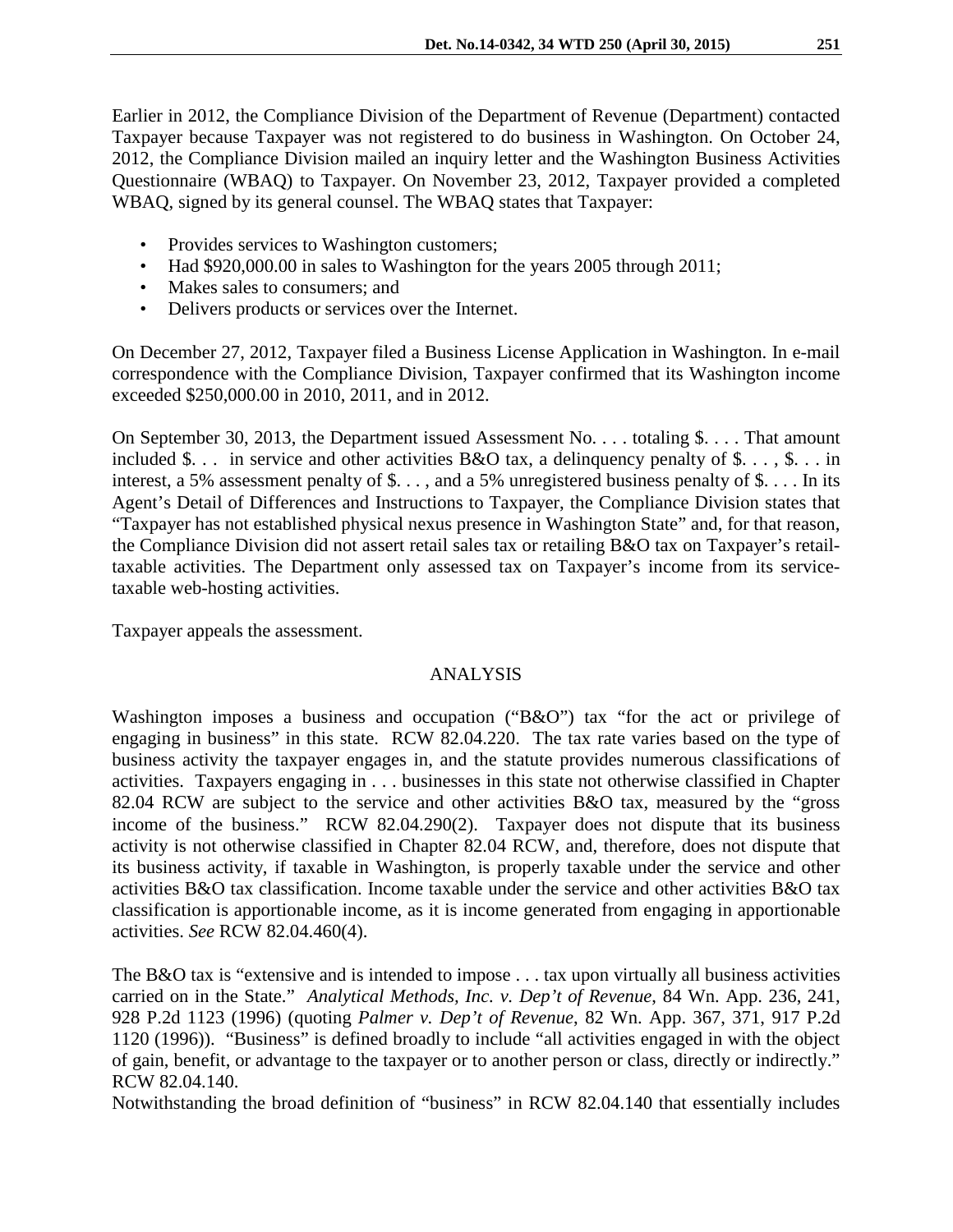Earlier in 2012, the Compliance Division of the Department of Revenue (Department) contacted Taxpayer because Taxpayer was not registered to do business in Washington. On October 24, 2012, the Compliance Division mailed an inquiry letter and the Washington Business Activities Questionnaire (WBAQ) to Taxpayer. On November 23, 2012, Taxpayer provided a completed WBAQ, signed by its general counsel. The WBAQ states that Taxpayer:

- Provides services to Washington customers;
- Had $920,000.00 in sales to Washington for the years 2005 through 2011;
- Makes sales to consumers; and
- Delivers products or services over the Internet.

On December 27, 2012, Taxpayer filed a Business License Application in Washington. In e-mail correspondence with the Compliance Division, Taxpayer confirmed that its Washington income exceeded $250,000.00 in 2010, 2011, and in 2012.

On September 30, 2013, the Department issued Assessment No. . . . totaling $. . . . That amount included $. . . in service and other activities B&O tax, a delinquency penalty of $. . . , $. . . in interest, a 5% assessment penalty of $. . . , and a 5% unregistered business penalty of $. . . . In its Agent's Detail of Differences and Instructions to Taxpayer, the Compliance Division states that "Taxpayer has not established physical nexus presence in Washington State" and, for that reason, the Compliance Division did not assert retail sales tax or retailing B&O tax on Taxpayer's retail-taxable activities. The Department only assessed tax on Taxpayer's income from its service-taxable web-hosting activities.

Taxpayer appeals the assessment.

## ANALYSIS

Washington imposes a business and occupation ("B&O") tax "for the act or privilege of engaging in business" in this state. RCW 82.04.220. The tax rate varies based on the type of business activity the taxpayer engages in, and the statute provides numerous classifications of activities. Taxpayers engaging in . . . businesses in this state not otherwise classified in Chapter 82.04 RCW are subject to the service and other activities B&O tax, measured by the "gross income of the business." RCW 82.04.290(2). Taxpayer does not dispute that its business activity is not otherwise classified in Chapter 82.04 RCW, and, therefore, does not dispute that its business activity, if taxable in Washington, is properly taxable under the service and other activities B&O tax classification. Income taxable under the service and other activities B&O tax classification is apportionable income, as it is income generated from engaging in apportionable activities. *See* RCW 82.04.460(4).

The B&O tax is "extensive and is intended to impose . . . tax upon virtually all business activities carried on in the State." *Analytical Methods, Inc. v. Dep't of Revenue*, 84 Wn. App. 236, 241, 928 P.2d 1123 (1996) (quoting *Palmer v. Dep't of Revenue*, 82 Wn. App. 367, 371, 917 P.2d 1120 (1996)). "Business" is defined broadly to include "all activities engaged in with the object of gain, benefit, or advantage to the taxpayer or to another person or class, directly or indirectly." RCW 82.04.140.

Notwithstanding the broad definition of "business" in RCW 82.04.140 that essentially includes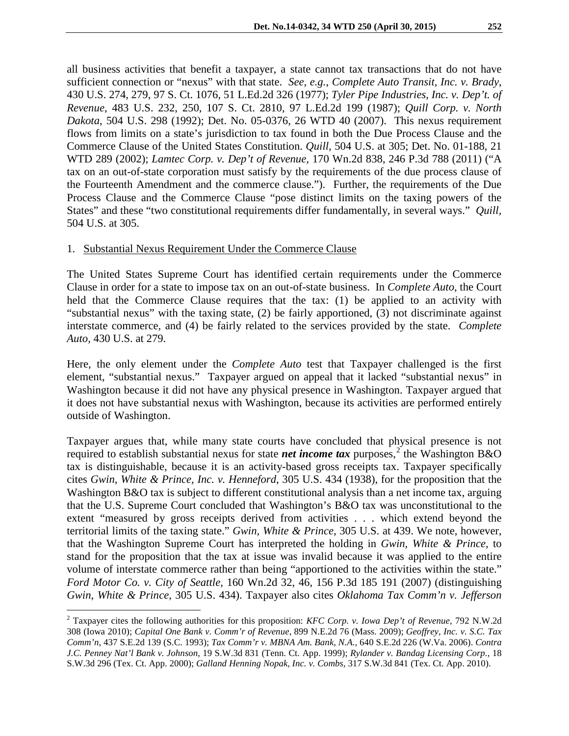all business activities that benefit a taxpayer, a state cannot tax transactions that do not have sufficient connection or "nexus" with that state. *See, e.g.*, *Complete Auto Transit, Inc. v. Brady*, 430 U.S. 274, 279, 97 S. Ct. 1076, 51 L.Ed.2d 326 (1977); *Tyler Pipe Industries, Inc. v. Dep't. of Revenue*, 483 U.S. 232, 250, 107 S. Ct. 2810, 97 L.Ed.2d 199 (1987); *Quill Corp. v. North Dakota*, 504 U.S. 298 (1992); Det. No. 05-0376, 26 WTD 40 (2007). This nexus requirement flows from limits on a state's jurisdiction to tax found in both the Due Process Clause and the Commerce Clause of the United States Constitution. *Quill*, 504 U.S. at 305; Det. No. 01-188, 21 WTD 289 (2002); *Lamtec Corp. v. Dep't of Revenue*, 170 Wn.2d 838, 246 P.3d 788 (2011) ("A tax on an out-of-state corporation must satisfy by the requirements of the due process clause of the Fourteenth Amendment and the commerce clause."). Further, the requirements of the Due Process Clause and the Commerce Clause "pose distinct limits on the taxing powers of the States" and these "two constitutional requirements differ fundamentally, in several ways." *Quill*, 504 U.S. at 305.

1. <u>Substantial Nexus Requirement Under the Commerce Clause</u>

The United States Supreme Court has identified certain requirements under the Commerce Clause in order for a state to impose tax on an out-of-state business. In *Complete Auto*, the Court held that the Commerce Clause requires that the tax: (1) be applied to an activity with "substantial nexus" with the taxing state, (2) be fairly apportioned, (3) not discriminate against interstate commerce, and (4) be fairly related to the services provided by the state. *Complete Auto*, 430 U.S. at 279.

Here, the only element under the *Complete Auto* test that Taxpayer challenged is the first element, "substantial nexus." Taxpayer argued on appeal that it lacked "substantial nexus" in Washington because it did not have any physical presence in Washington. Taxpayer argued that it does not have substantial nexus with Washington, because its activities are performed entirely outside of Washington.

Taxpayer argues that, while many state courts have concluded that physical presence is not required to establish substantial nexus for state ***net income tax*** purposes,[2] the Washington B&O tax is distinguishable, because it is an activity-based gross receipts tax. Taxpayer specifically cites *Gwin, White & Prince, Inc. v. Henneford*, 305 U.S. 434 (1938), for the proposition that the Washington B&O tax is subject to different constitutional analysis than a net income tax, arguing that the U.S. Supreme Court concluded that Washington's B&O tax was unconstitutional to the extent "measured by gross receipts derived from activities . . . which extend beyond the territorial limits of the taxing state." *Gwin, White & Prince*, 305 U.S. at 439. We note, however, that the Washington Supreme Court has interpreted the holding in *Gwin, White & Prince*, to stand for the proposition that the tax at issue was invalid because it was applied to the entire volume of interstate commerce rather than being "apportioned to the activities within the state." *Ford Motor Co. v. City of Seattle*, 160 Wn.2d 32, 46, 156 P.3d 185 191 (2007) (distinguishing *Gwin, White & Prince*, 305 U.S. 434). Taxpayer also cites *Oklahoma Tax Comm'n v. Jefferson*

[2] Taxpayer cites the following authorities for this proposition: *KFC Corp. v. Iowa Dep't of Revenue*, 792 N.W.2d 308 (Iowa 2010); *Capital One Bank v. Comm'r of Revenue*, 899 N.E.2d 76 (Mass. 2009); *Geoffrey, Inc. v. S.C. Tax Comm'n*, 437 S.E.2d 139 (S.C. 1993); *Tax Comm'r v. MBNA Am. Bank, N.A.*, 640 S.E.2d 226 (W.Va. 2006). *Contra J.C. Penney Nat'l Bank v. Johnson*, 19 S.W.3d 831 (Tenn. Ct. App. 1999); *Rylander v. Bandag Licensing Corp.*, 18 S.W.3d 296 (Tex. Ct. App. 2000); *Galland Henning Nopak, Inc. v. Combs*, 317 S.W.3d 841 (Tex. Ct. App. 2010).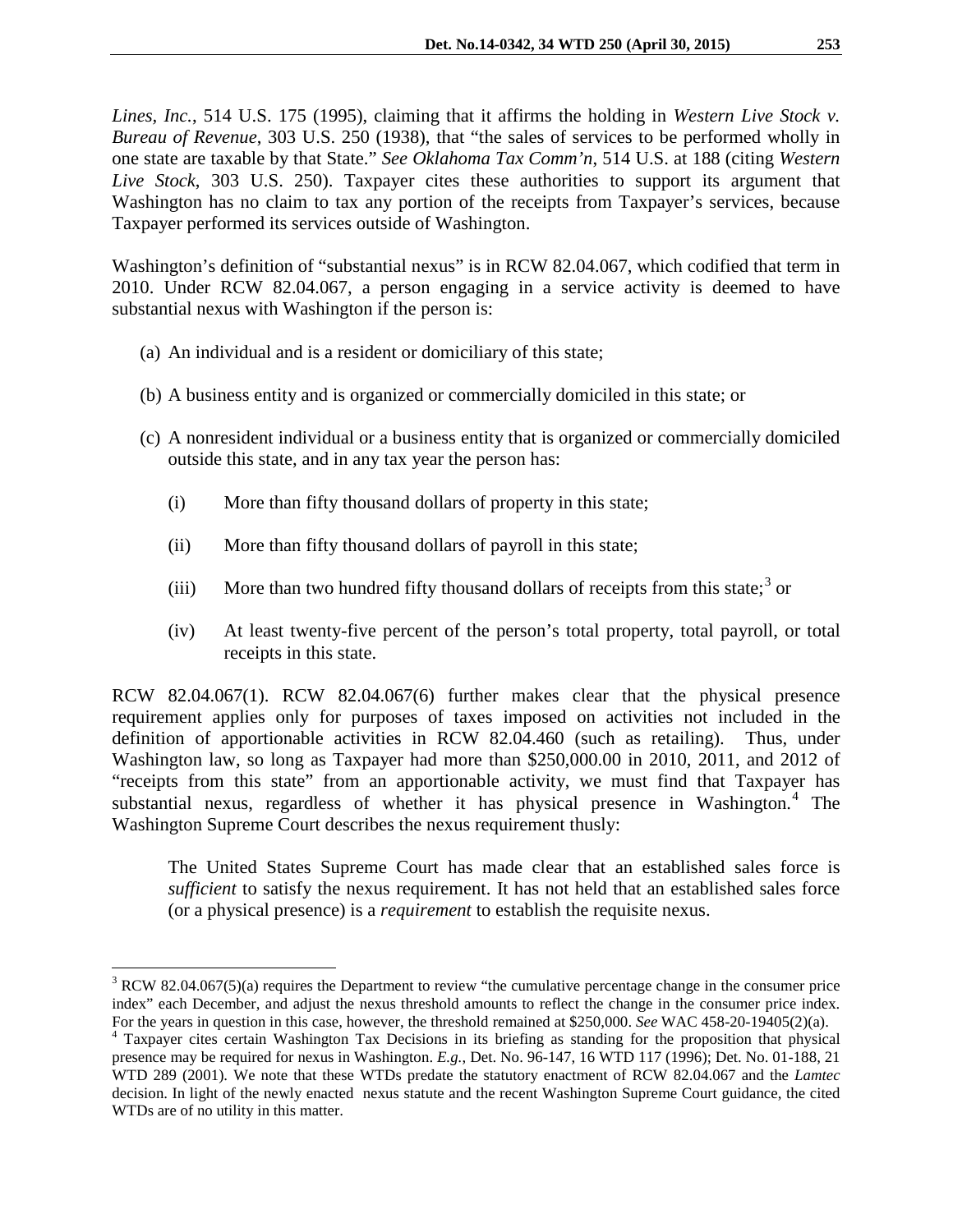*Lines, Inc.*, 514 U.S. 175 (1995), claiming that it affirms the holding in *Western Live Stock v. Bureau of Revenue*, 303 U.S. 250 (1938), that "the sales of services to be performed wholly in one state are taxable by that State." *See Oklahoma Tax Comm'n*, 514 U.S. at 188 (citing *Western Live Stock*, 303 U.S. 250). Taxpayer cites these authorities to support its argument that Washington has no claim to tax any portion of the receipts from Taxpayer's services, because Taxpayer performed its services outside of Washington.

Washington's definition of "substantial nexus" is in RCW 82.04.067, which codified that term in 2010. Under RCW 82.04.067, a person engaging in a service activity is deemed to have substantial nexus with Washington if the person is:

(a) An individual and is a resident or domiciliary of this state;

(b) A business entity and is organized or commercially domiciled in this state; or

(c) A nonresident individual or a business entity that is organized or commercially domiciled outside this state, and in any tax year the person has:

  (i) More than fifty thousand dollars of property in this state;

  (ii) More than fifty thousand dollars of payroll in this state;

  (iii) More than two hundred fifty thousand dollars of receipts from this state;[3] or

  (iv) At least twenty-five percent of the person's total property, total payroll, or total receipts in this state.

RCW 82.04.067(1). RCW 82.04.067(6) further makes clear that the physical presence requirement applies only for purposes of taxes imposed on activities not included in the definition of apportionable activities in RCW 82.04.460 (such as retailing). Thus, under Washington law, so long as Taxpayer had more than $250,000.00 in 2010, 2011, and 2012 of "receipts from this state" from an apportionable activity, we must find that Taxpayer has substantial nexus, regardless of whether it has physical presence in Washington.[4] The Washington Supreme Court describes the nexus requirement thusly:

> The United States Supreme Court has made clear that an established sales force is *sufficient* to satisfy the nexus requirement. It has not held that an established sales force (or a physical presence) is a *requirement* to establish the requisite nexus.

---

[3] RCW 82.04.067(5)(a) requires the Department to review "the cumulative percentage change in the consumer price index" each December, and adjust the nexus threshold amounts to reflect the change in the consumer price index. For the years in question in this case, however, the threshold remained at $250,000. *See* WAC 458-20-19405(2)(a).

[4] Taxpayer cites certain Washington Tax Decisions in its briefing as standing for the proposition that physical presence may be required for nexus in Washington. *E.g.*, Det. No. 96-147, 16 WTD 117 (1996); Det. No. 01-188, 21 WTD 289 (2001). We note that these WTDs predate the statutory enactment of RCW 82.04.067 and the *Lamtec* decision. In light of the newly enacted nexus statute and the recent Washington Supreme Court guidance, the cited WTDs are of no utility in this matter.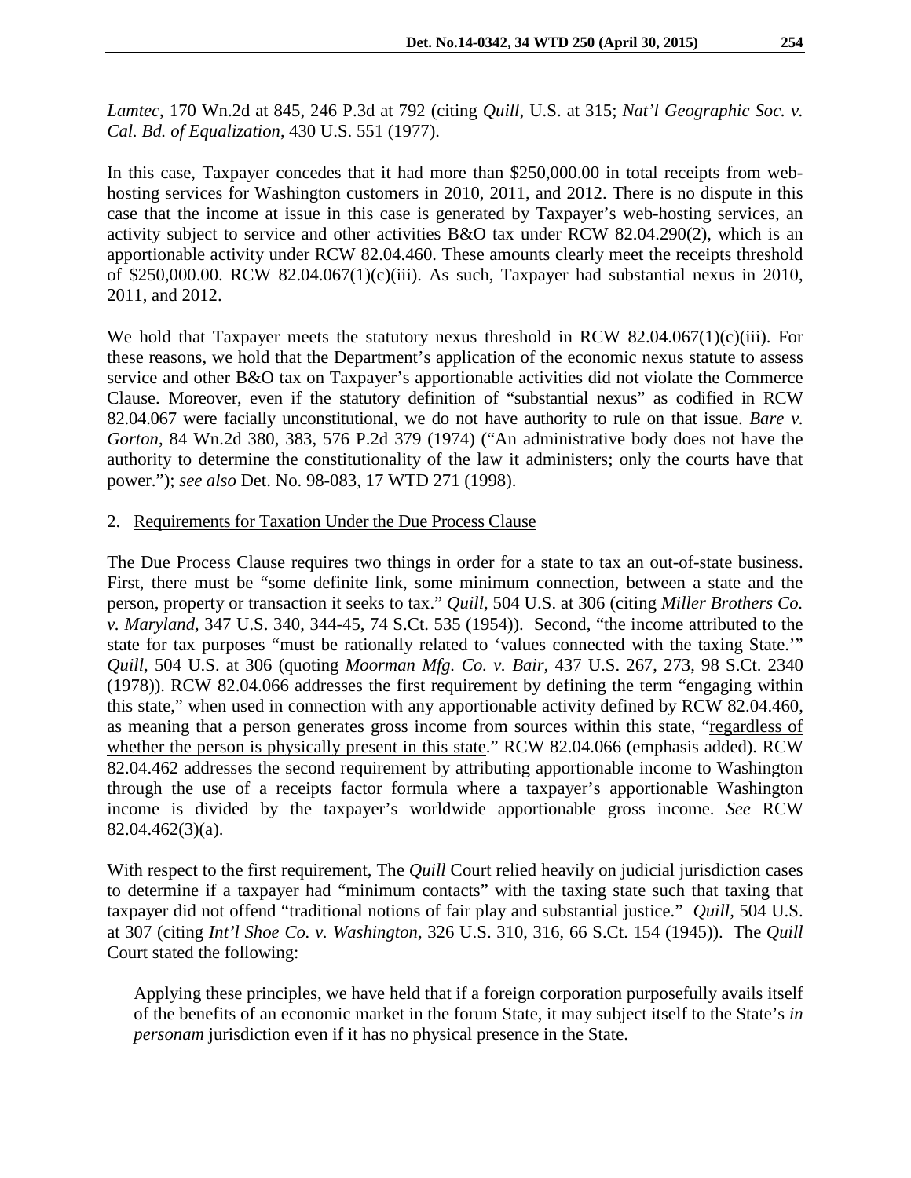*Lamtec*, 170 Wn.2d at 845, 246 P.3d at 792 (citing *Quill*, U.S. at 315; *Nat'l Geographic Soc. v. Cal. Bd. of Equalization*, 430 U.S. 551 (1977).

In this case, Taxpayer concedes that it had more than $250,000.00 in total receipts from web-hosting services for Washington customers in 2010, 2011, and 2012. There is no dispute in this case that the income at issue in this case is generated by Taxpayer's web-hosting services, an activity subject to service and other activities B&O tax under RCW 82.04.290(2), which is an apportionable activity under RCW 82.04.460. These amounts clearly meet the receipts threshold of $250,000.00. RCW 82.04.067(1)(c)(iii). As such, Taxpayer had substantial nexus in 2010, 2011, and 2012.

We hold that Taxpayer meets the statutory nexus threshold in RCW 82.04.067(1)(c)(iii). For these reasons, we hold that the Department's application of the economic nexus statute to assess service and other B&O tax on Taxpayer's apportionable activities did not violate the Commerce Clause. Moreover, even if the statutory definition of "substantial nexus" as codified in RCW 82.04.067 were facially unconstitutional, we do not have authority to rule on that issue. *Bare v. Gorton*, 84 Wn.2d 380, 383, 576 P.2d 379 (1974) ("An administrative body does not have the authority to determine the constitutionality of the law it administers; only the courts have that power."); *see also* Det. No. 98-083, 17 WTD 271 (1998).

2. Requirements for Taxation Under the Due Process Clause

The Due Process Clause requires two things in order for a state to tax an out-of-state business. First, there must be "some definite link, some minimum connection, between a state and the person, property or transaction it seeks to tax." *Quill,* 504 U.S. at 306 (citing *Miller Brothers Co. v. Maryland*, 347 U.S. 340, 344-45, 74 S.Ct. 535 (1954)). Second, "the income attributed to the state for tax purposes "must be rationally related to 'values connected with the taxing State.'" *Quill*, 504 U.S. at 306 (quoting *Moorman Mfg. Co. v. Bair,* 437 U.S. 267, 273, 98 S.Ct. 2340 (1978)). RCW 82.04.066 addresses the first requirement by defining the term "engaging within this state," when used in connection with any apportionable activity defined by RCW 82.04.460, as meaning that a person generates gross income from sources within this state, "regardless of whether the person is physically present in this state." RCW 82.04.066 (emphasis added). RCW 82.04.462 addresses the second requirement by attributing apportionable income to Washington through the use of a receipts factor formula where a taxpayer's apportionable Washington income is divided by the taxpayer's worldwide apportionable gross income. *See* RCW 82.04.462(3)(a).

With respect to the first requirement, The *Quill* Court relied heavily on judicial jurisdiction cases to determine if a taxpayer had "minimum contacts" with the taxing state such that taxing that taxpayer did not offend "traditional notions of fair play and substantial justice." *Quill,* 504 U.S. at 307 (citing *Int'l Shoe Co. v. Washington*, 326 U.S. 310, 316, 66 S.Ct. 154 (1945)). The *Quill* Court stated the following:

> Applying these principles, we have held that if a foreign corporation purposefully avails itself of the benefits of an economic market in the forum State, it may subject itself to the State's *in personam* jurisdiction even if it has no physical presence in the State.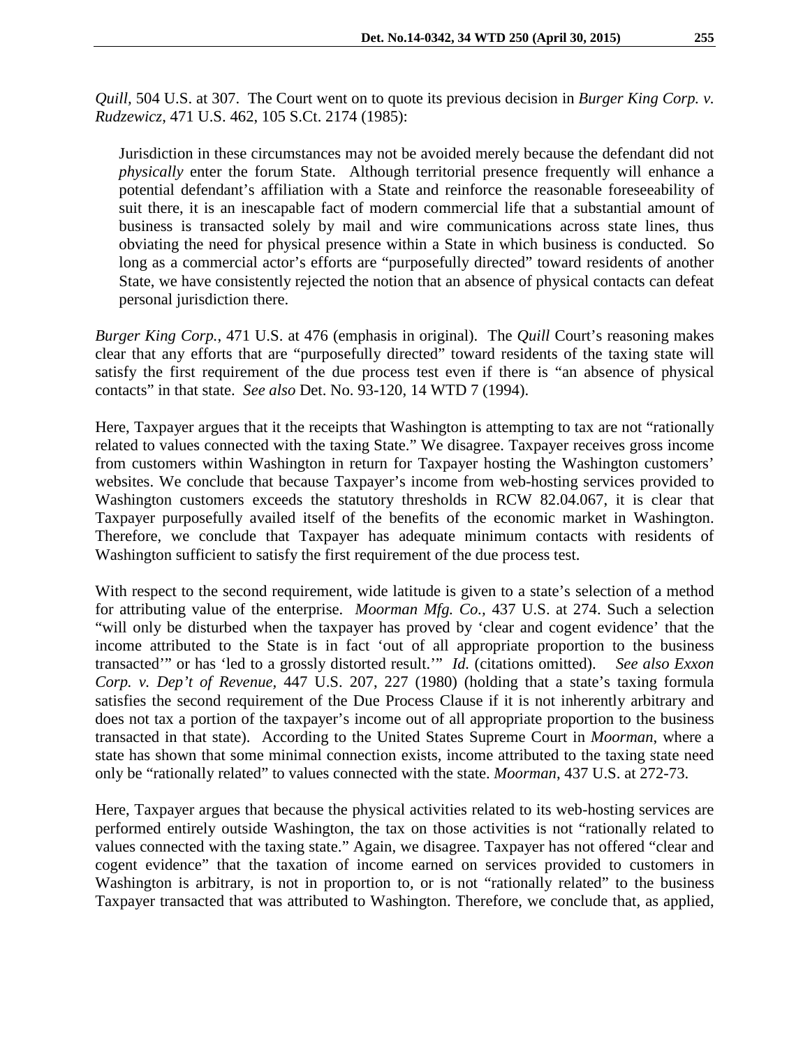*Quill*, 504 U.S. at 307. The Court went on to quote its previous decision in *Burger King Corp. v. Rudzewicz*, 471 U.S. 462, 105 S.Ct. 2174 (1985):

> Jurisdiction in these circumstances may not be avoided merely because the defendant did not *physically* enter the forum State. Although territorial presence frequently will enhance a potential defendant's affiliation with a State and reinforce the reasonable foreseeability of suit there, it is an inescapable fact of modern commercial life that a substantial amount of business is transacted solely by mail and wire communications across state lines, thus obviating the need for physical presence within a State in which business is conducted. So long as a commercial actor's efforts are "purposefully directed" toward residents of another State, we have consistently rejected the notion that an absence of physical contacts can defeat personal jurisdiction there.

*Burger King Corp.*, 471 U.S. at 476 (emphasis in original). The *Quill* Court's reasoning makes clear that any efforts that are "purposefully directed" toward residents of the taxing state will satisfy the first requirement of the due process test even if there is "an absence of physical contacts" in that state. *See also* Det. No. 93-120, 14 WTD 7 (1994).

Here, Taxpayer argues that it the receipts that Washington is attempting to tax are not "rationally related to values connected with the taxing State." We disagree. Taxpayer receives gross income from customers within Washington in return for Taxpayer hosting the Washington customers' websites. We conclude that because Taxpayer's income from web-hosting services provided to Washington customers exceeds the statutory thresholds in RCW 82.04.067, it is clear that Taxpayer purposefully availed itself of the benefits of the economic market in Washington. Therefore, we conclude that Taxpayer has adequate minimum contacts with residents of Washington sufficient to satisfy the first requirement of the due process test.

With respect to the second requirement, wide latitude is given to a state's selection of a method for attributing value of the enterprise. *Moorman Mfg. Co.*, 437 U.S. at 274. Such a selection "will only be disturbed when the taxpayer has proved by 'clear and cogent evidence' that the income attributed to the State is in fact 'out of all appropriate proportion to the business transacted'" or has 'led to a grossly distorted result.'" *Id.* (citations omitted). *See also Exxon Corp. v. Dep't of Revenue*, 447 U.S. 207, 227 (1980) (holding that a state's taxing formula satisfies the second requirement of the Due Process Clause if it is not inherently arbitrary and does not tax a portion of the taxpayer's income out of all appropriate proportion to the business transacted in that state). According to the United States Supreme Court in *Moorman*, where a state has shown that some minimal connection exists, income attributed to the taxing state need only be "rationally related" to values connected with the state. *Moorman*, 437 U.S. at 272-73.

Here, Taxpayer argues that because the physical activities related to its web-hosting services are performed entirely outside Washington, the tax on those activities is not "rationally related to values connected with the taxing state." Again, we disagree. Taxpayer has not offered "clear and cogent evidence" that the taxation of income earned on services provided to customers in Washington is arbitrary, is not in proportion to, or is not "rationally related" to the business Taxpayer transacted that was attributed to Washington. Therefore, we conclude that, as applied,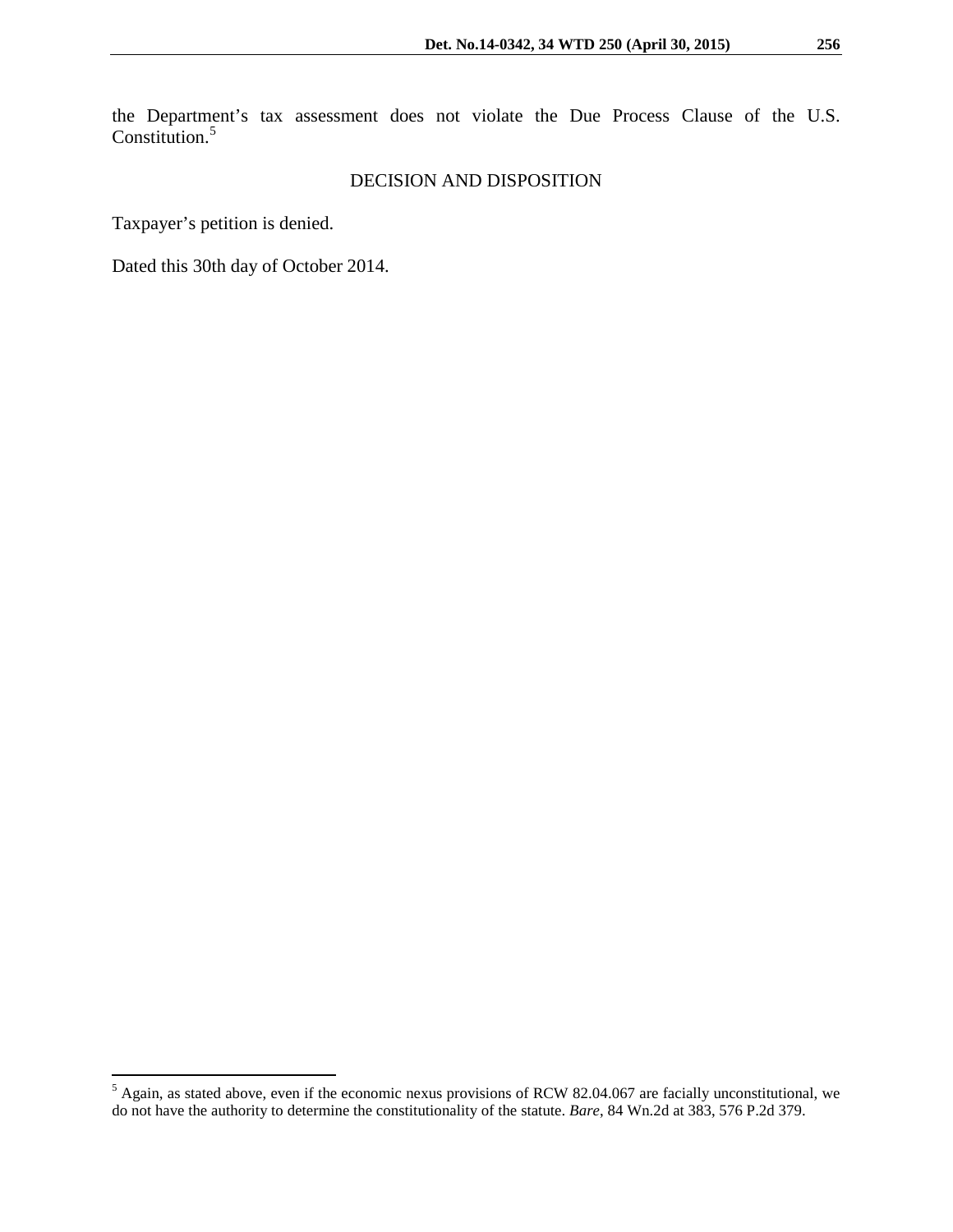the Department's tax assessment does not violate the Due Process Clause of the U.S. Constitution.[5]

## DECISION AND DISPOSITION

Taxpayer's petition is denied.

Dated this 30th day of October 2014.

[5] Again, as stated above, even if the economic nexus provisions of RCW 82.04.067 are facially unconstitutional, we do not have the authority to determine the constitutionality of the statute. *Bare*, 84 Wn.2d at 383, 576 P.2d 379.